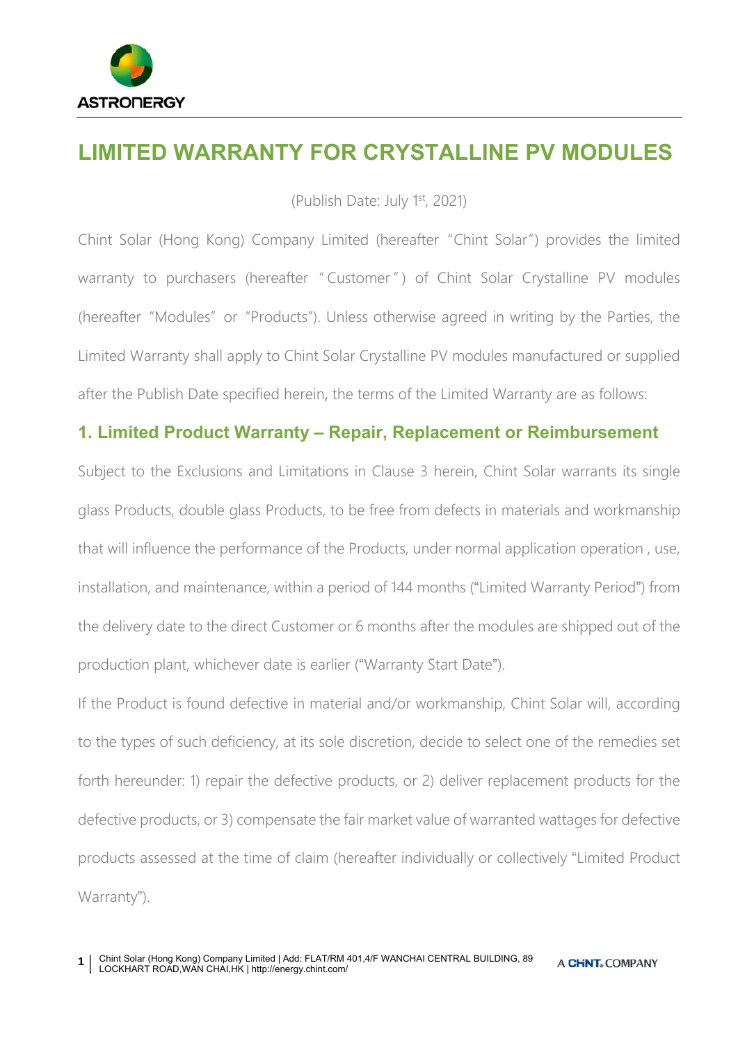# LIMITED WARRANTY FOR CRYSTALLINE PV MODULES

(Publish Date: July 1st, 2021)

Chint Solar (Hong Kong) Company Limited (hereafter "Chint Solar") provides the limited warranty to purchasers (hereafter " Customer ") of Chint Solar Crystalline PV modules (hereafter "Modules" or "Products"). Unless otherwise agreed in writing by the Parties, the Limited Warranty shall apply to Chint Solar Crystalline PV modules manufactured or supplied after the Publish Date specified herein, the terms of the Limited Warranty are as follows:

## 1. Limited Product Warranty – Repair, Replacement or Reimbursement

Subject to the Exclusions and Limitations in Clause 3 herein, Chint Solar warrants its single glass Products, double glass Products, to be free from defects in materials and workmanship that will influence the performance of the Products, under normal application operation , use, installation, and maintenance, within a period of 144 months ("Limited Warranty Period") from the delivery date to the direct Customer or 6 months after the modules are shipped out of the production plant, whichever date is earlier ("Warranty Start Date").

If the Product is found defective in material and/or workmanship, Chint Solar will, according to the types of such deficiency, at its sole discretion, decide to select one of the remedies set forth hereunder: 1) repair the defective products, or 2) deliver replacement products for the defective products, or 3) compensate the fair market value of warranted wattages for defective products assessed at the time of claim (hereafter individually or collectively "Limited Product Warranty").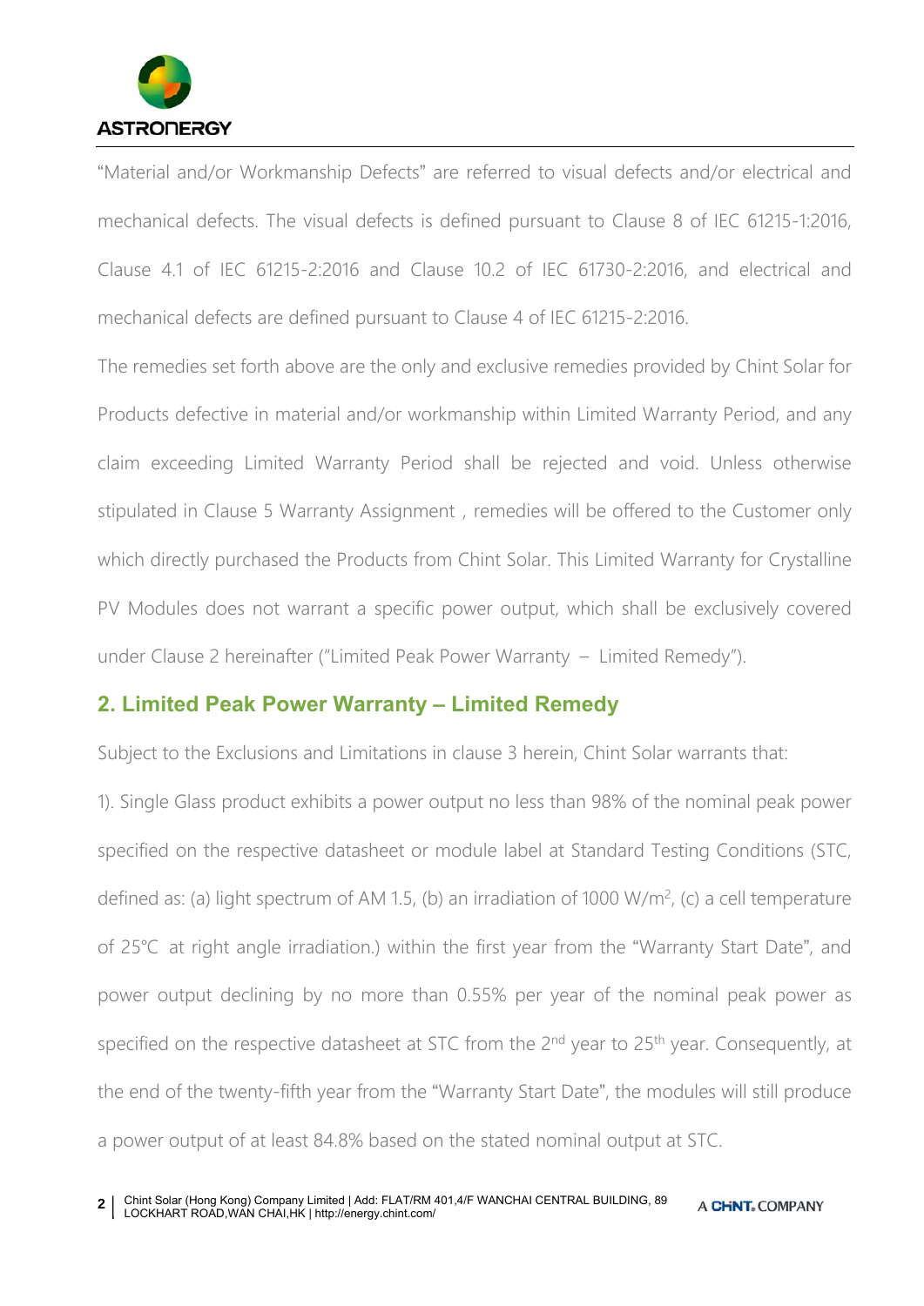"Material and/or Workmanship Defects" are referred to visual defects and/or electrical and mechanical defects. The visual defects is defined pursuant to Clause 8 of IEC 61215-1:2016, Clause 4.1 of IEC 61215-2:2016 and Clause 10.2 of IEC 61730-2:2016, and electrical and mechanical defects are defined pursuant to Clause 4 of IEC 61215-2:2016.

The remedies set forth above are the only and exclusive remedies provided by Chint Solar for Products defective in material and/or workmanship within Limited Warranty Period, and any claim exceeding Limited Warranty Period shall be rejected and void. Unless otherwise stipulated in Clause 5 Warranty Assignment , remedies will be offered to the Customer only which directly purchased the Products from Chint Solar. This Limited Warranty for Crystalline PV Modules does not warrant a specific power output, which shall be exclusively covered under Clause 2 hereinafter ("Limited Peak Power Warranty – Limited Remedy").

## 2. Limited Peak Power Warranty – Limited Remedy

Subject to the Exclusions and Limitations in clause 3 herein, Chint Solar warrants that:

1). Single Glass product exhibits a power output no less than 98% of the nominal peak power specified on the respective datasheet or module label at Standard Testing Conditions (STC, defined as: (a) light spectrum of AM 1.5, (b) an irradiation of 1000 $W/m^2$, (c) a cell temperature of 25℃ at right angle irradiation.) within the first year from the "Warranty Start Date", and power output declining by no more than 0.55% per year of the nominal peak power as specified on the respective datasheet at STC from the $2^{nd}$ year to $25^{th}$ year. Consequently, at the end of the twenty-fifth year from the "Warranty Start Date", the modules will still produce a power output of at least 84.8% based on the stated nominal output at STC.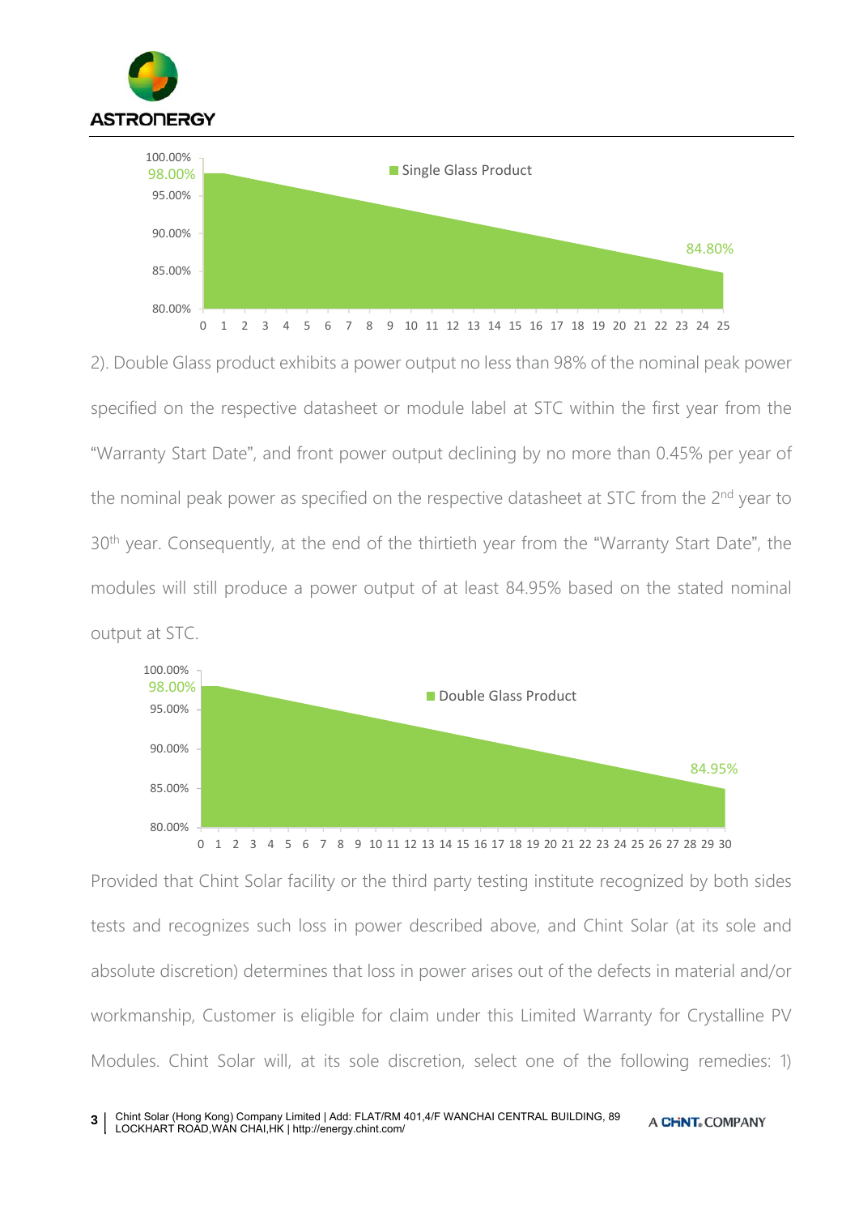2). Double Glass product exhibits a power output no less than 98% of the nominal peak power specified on the respective datasheet or module label at STC within the first year from the "Warranty Start Date", and front power output declining by no more than 0.45% per year of the nominal peak power as specified on the respective datasheet at STC from the 2nd year to 30th year. Consequently, at the end of the thirtieth year from the "Warranty Start Date", the modules will still produce a power output of at least 84.95% based on the stated nominal output at STC.

Provided that Chint Solar facility or the third party testing institute recognized by both sides tests and recognizes such loss in power described above, and Chint Solar (at its sole and absolute discretion) determines that loss in power arises out of the defects in material and/or workmanship, Customer is eligible for claim under this Limited Warranty for Crystalline PV Modules. Chint Solar will, at its sole discretion, select one of the following remedies: 1)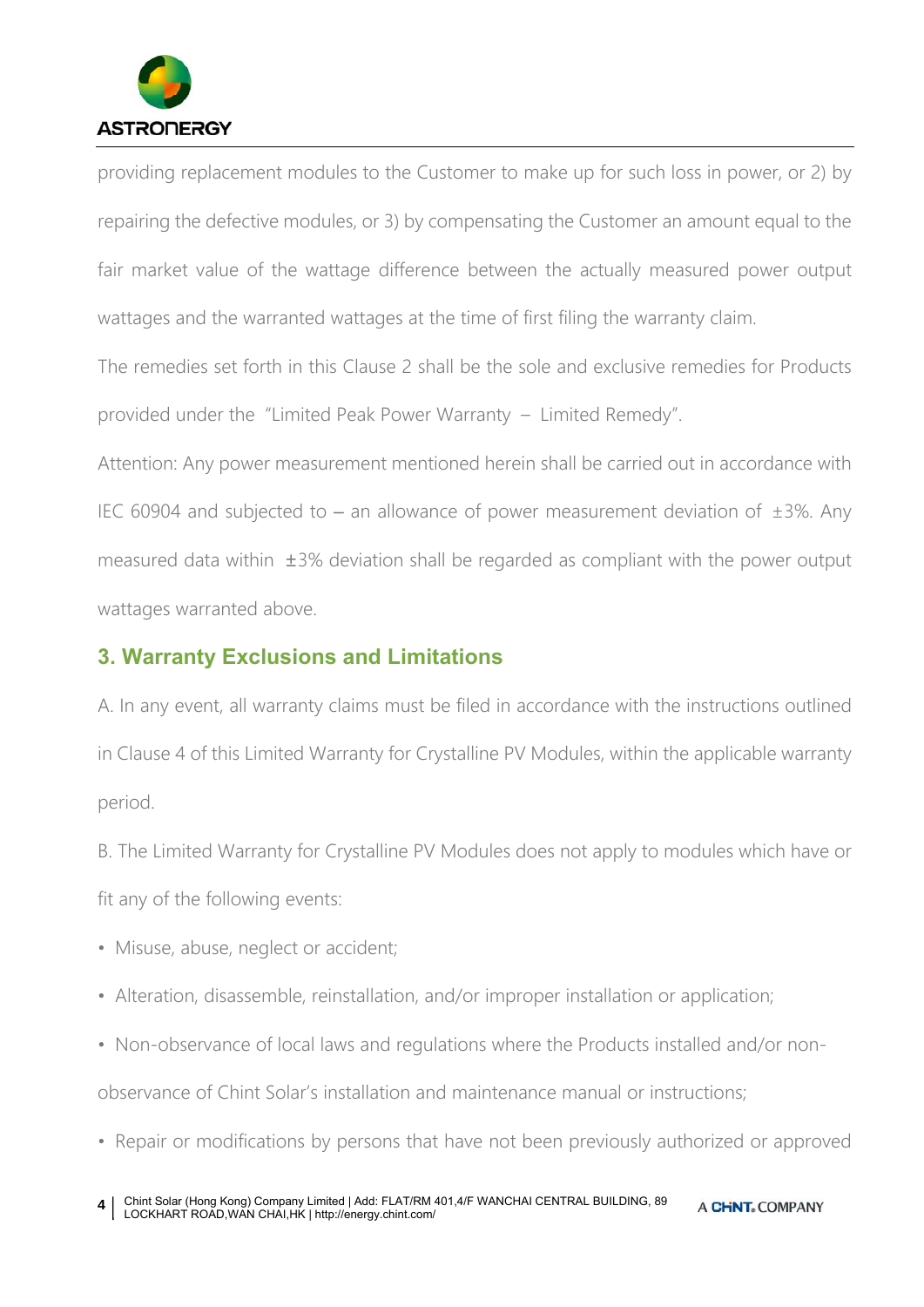providing replacement modules to the Customer to make up for such loss in power, or 2) by repairing the defective modules, or 3) by compensating the Customer an amount equal to the fair market value of the wattage difference between the actually measured power output wattages and the warranted wattages at the time of first filing the warranty claim.

The remedies set forth in this Clause 2 shall be the sole and exclusive remedies for Products provided under the "Limited Peak Power Warranty – Limited Remedy".

Attention: Any power measurement mentioned herein shall be carried out in accordance with IEC 60904 and subjected to – an allowance of power measurement deviation of ±3%. Any measured data within ±3% deviation shall be regarded as compliant with the power output wattages warranted above.

## 3. Warranty Exclusions and Limitations

A. In any event, all warranty claims must be filed in accordance with the instructions outlined in Clause 4 of this Limited Warranty for Crystalline PV Modules, within the applicable warranty period.

B. The Limited Warranty for Crystalline PV Modules does not apply to modules which have or fit any of the following events:

- Misuse, abuse, neglect or accident;
- Alteration, disassemble, reinstallation, and/or improper installation or application;
- Non-observance of local laws and regulations where the Products installed and/or non-observance of Chint Solar's installation and maintenance manual or instructions;
- Repair or modifications by persons that have not been previously authorized or approved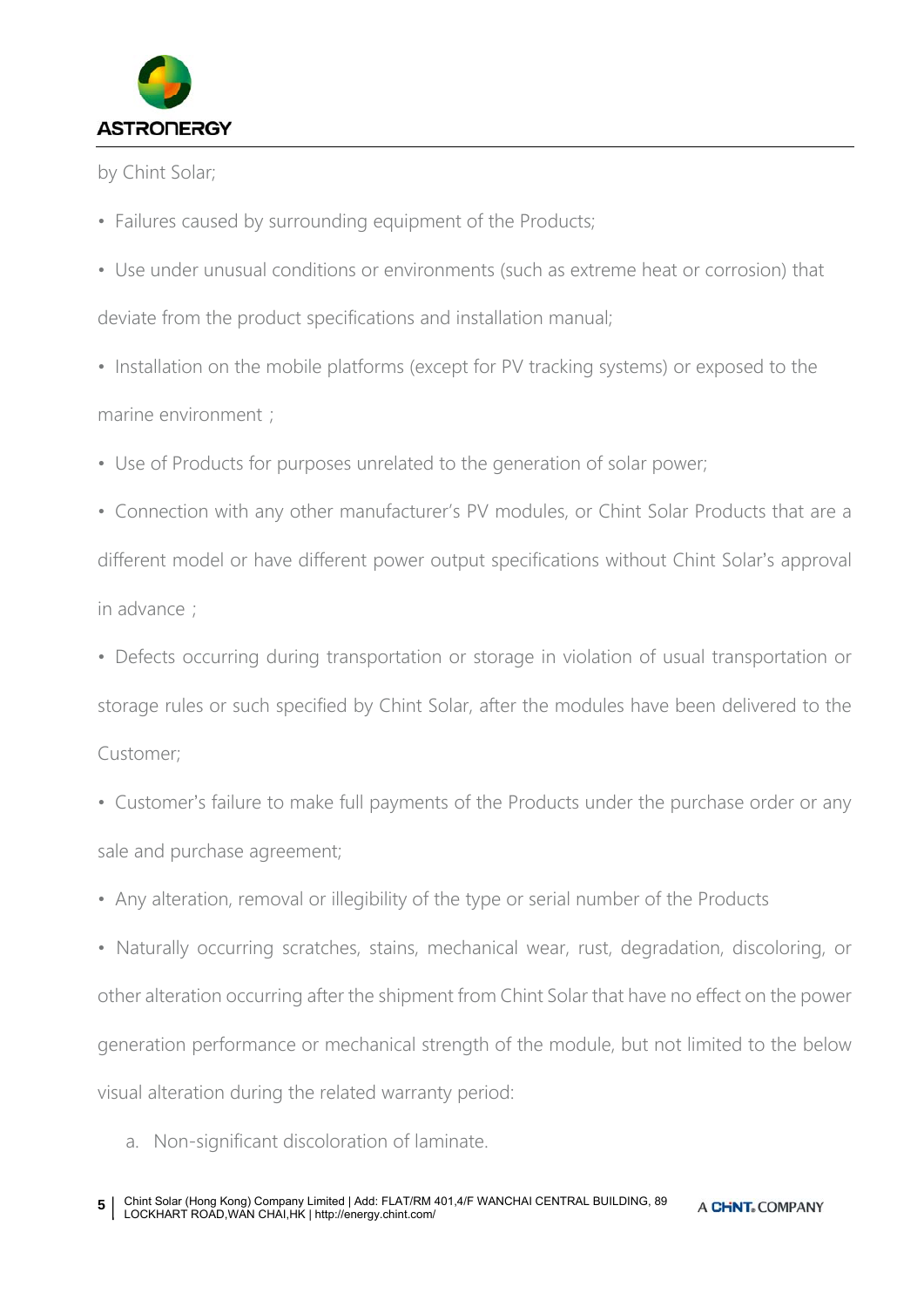by Chint Solar;

- Failures caused by surrounding equipment of the Products;
- Use under unusual conditions or environments (such as extreme heat or corrosion) that deviate from the product specifications and installation manual;
- Installation on the mobile platforms (except for PV tracking systems) or exposed to the marine environment；
- Use of Products for purposes unrelated to the generation of solar power;
- Connection with any other manufacturer's PV modules, or Chint Solar Products that are a different model or have different power output specifications without Chint Solar's approval in advance；
- Defects occurring during transportation or storage in violation of usual transportation or storage rules or such specified by Chint Solar, after the modules have been delivered to the Customer;
- Customer's failure to make full payments of the Products under the purchase order or any sale and purchase agreement;
- Any alteration, removal or illegibility of the type or serial number of the Products
- Naturally occurring scratches, stains, mechanical wear, rust, degradation, discoloring, or other alteration occurring after the shipment from Chint Solar that have no effect on the power generation performance or mechanical strength of the module, but not limited to the below visual alteration during the related warranty period:

    a. Non-significant discoloration of laminate.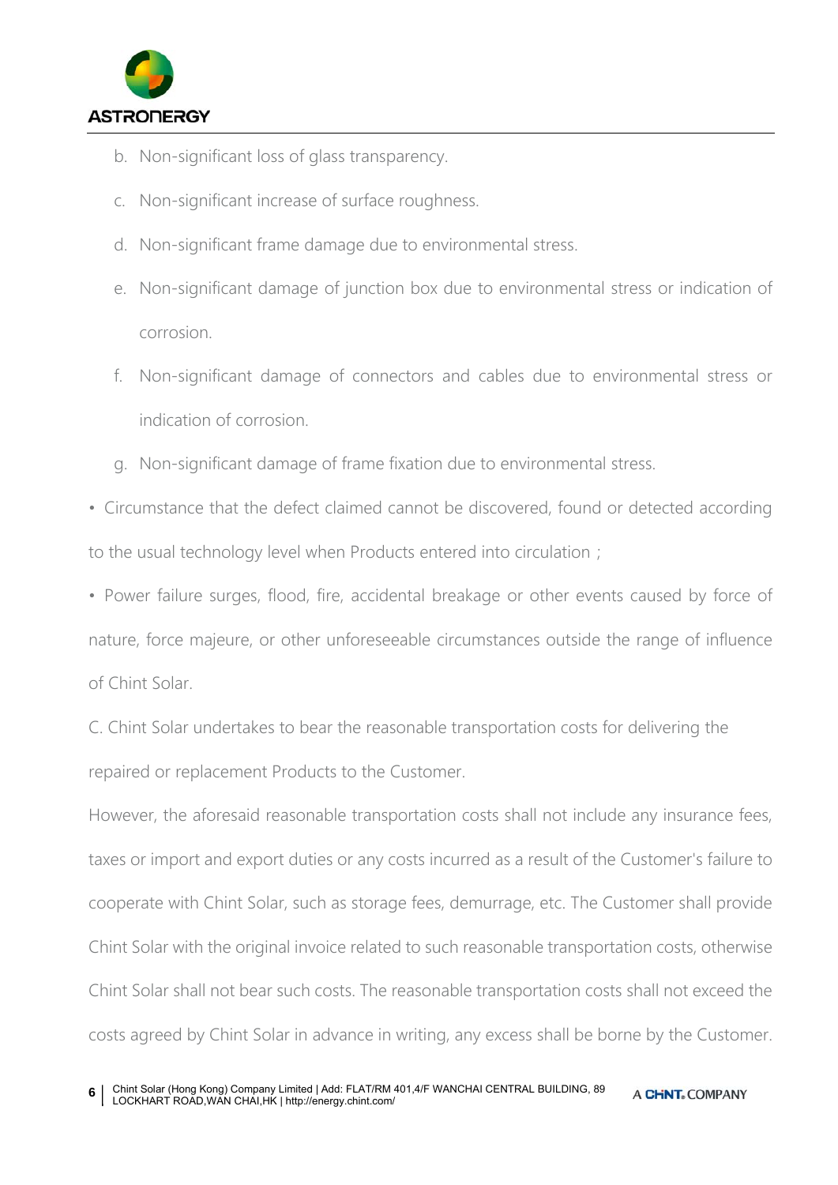b. Non-significant loss of glass transparency.

c. Non-significant increase of surface roughness.

d. Non-significant frame damage due to environmental stress.

e. Non-significant damage of junction box due to environmental stress or indication of corrosion.

f. Non-significant damage of connectors and cables due to environmental stress or indication of corrosion.

g. Non-significant damage of frame fixation due to environmental stress.

• Circumstance that the defect claimed cannot be discovered, found or detected according to the usual technology level when Products entered into circulation；

• Power failure surges, flood, fire, accidental breakage or other events caused by force of nature, force majeure, or other unforeseeable circumstances outside the range of influence of Chint Solar.

C. Chint Solar undertakes to bear the reasonable transportation costs for delivering the repaired or replacement Products to the Customer.

However, the aforesaid reasonable transportation costs shall not include any insurance fees, taxes or import and export duties or any costs incurred as a result of the Customer's failure to cooperate with Chint Solar, such as storage fees, demurrage, etc. The Customer shall provide Chint Solar with the original invoice related to such reasonable transportation costs, otherwise Chint Solar shall not bear such costs. The reasonable transportation costs shall not exceed the costs agreed by Chint Solar in advance in writing, any excess shall be borne by the Customer.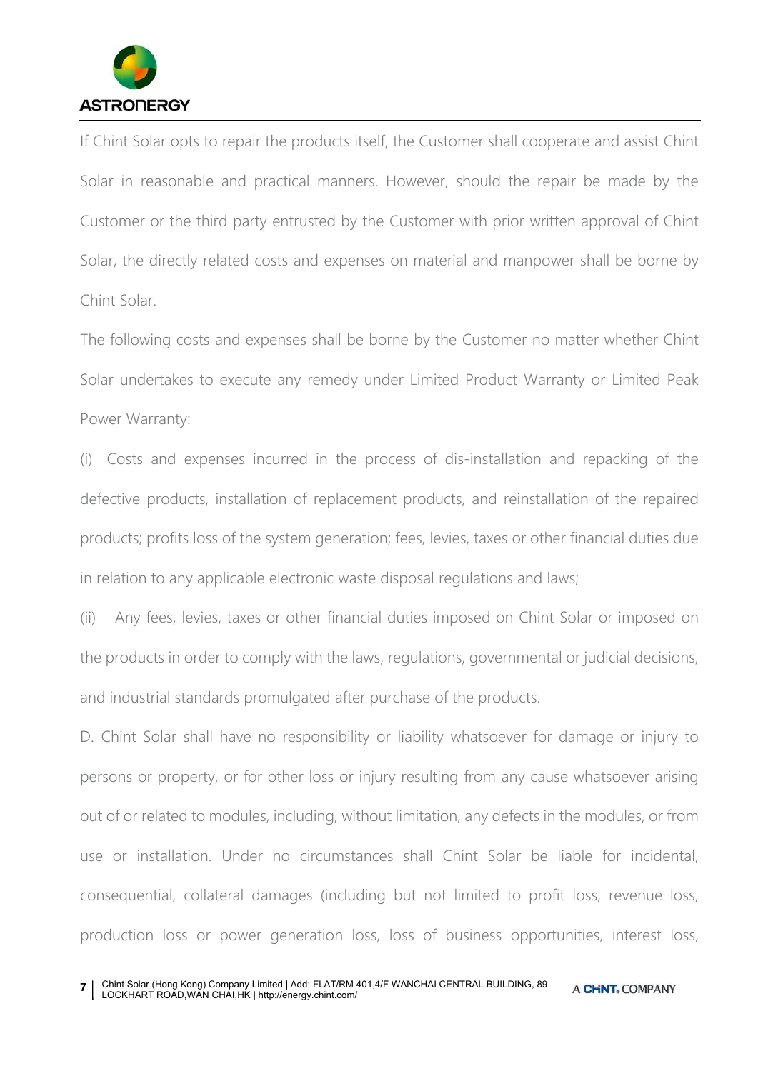If Chint Solar opts to repair the products itself, the Customer shall cooperate and assist Chint Solar in reasonable and practical manners. However, should the repair be made by the Customer or the third party entrusted by the Customer with prior written approval of Chint Solar, the directly related costs and expenses on material and manpower shall be borne by Chint Solar.

The following costs and expenses shall be borne by the Customer no matter whether Chint Solar undertakes to execute any remedy under Limited Product Warranty or Limited Peak Power Warranty:

(i) Costs and expenses incurred in the process of dis-installation and repacking of the defective products, installation of replacement products, and reinstallation of the repaired products; profits loss of the system generation; fees, levies, taxes or other financial duties due in relation to any applicable electronic waste disposal regulations and laws;

(ii) Any fees, levies, taxes or other financial duties imposed on Chint Solar or imposed on the products in order to comply with the laws, regulations, governmental or judicial decisions, and industrial standards promulgated after purchase of the products.

D. Chint Solar shall have no responsibility or liability whatsoever for damage or injury to persons or property, or for other loss or injury resulting from any cause whatsoever arising out of or related to modules, including, without limitation, any defects in the modules, or from use or installation. Under no circumstances shall Chint Solar be liable for incidental, consequential, collateral damages (including but not limited to profit loss, revenue loss, production loss or power generation loss, loss of business opportunities, interest loss,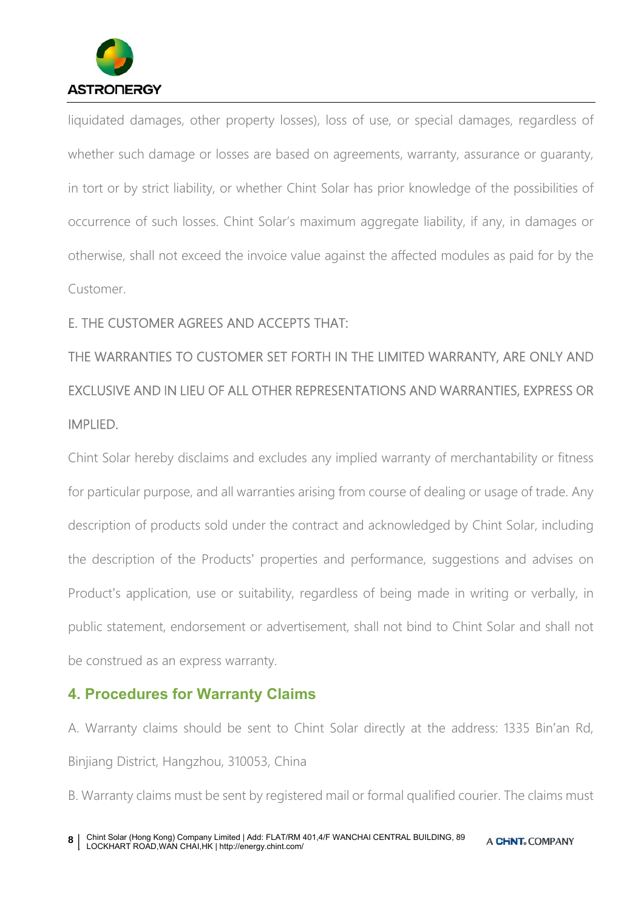liquidated damages, other property losses), loss of use, or special damages, regardless of whether such damage or losses are based on agreements, warranty, assurance or guaranty, in tort or by strict liability, or whether Chint Solar has prior knowledge of the possibilities of occurrence of such losses. Chint Solar's maximum aggregate liability, if any, in damages or otherwise, shall not exceed the invoice value against the affected modules as paid for by the Customer.

E. THE CUSTOMER AGREES AND ACCEPTS THAT:

THE WARRANTIES TO CUSTOMER SET FORTH IN THE LIMITED WARRANTY, ARE ONLY AND EXCLUSIVE AND IN LIEU OF ALL OTHER REPRESENTATIONS AND WARRANTIES, EXPRESS OR IMPLIED.

Chint Solar hereby disclaims and excludes any implied warranty of merchantability or fitness for particular purpose, and all warranties arising from course of dealing or usage of trade. Any description of products sold under the contract and acknowledged by Chint Solar, including the description of the Products' properties and performance, suggestions and advises on Product's application, use or suitability, regardless of being made in writing or verbally, in public statement, endorsement or advertisement, shall not bind to Chint Solar and shall not be construed as an express warranty.

## 4. Procedures for Warranty Claims

A. Warranty claims should be sent to Chint Solar directly at the address: 1335 Bin'an Rd, Binjiang District, Hangzhou, 310053, China

B. Warranty claims must be sent by registered mail or formal qualified courier. The claims must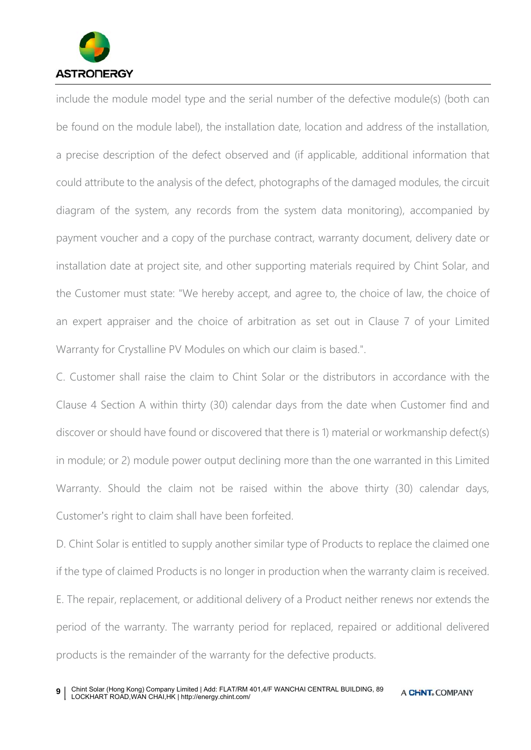include the module model type and the serial number of the defective module(s) (both can be found on the module label), the installation date, location and address of the installation, a precise description of the defect observed and (if applicable, additional information that could attribute to the analysis of the defect, photographs of the damaged modules, the circuit diagram of the system, any records from the system data monitoring), accompanied by payment voucher and a copy of the purchase contract, warranty document, delivery date or installation date at project site, and other supporting materials required by Chint Solar, and the Customer must state: "We hereby accept, and agree to, the choice of law, the choice of an expert appraiser and the choice of arbitration as set out in Clause 7 of your Limited Warranty for Crystalline PV Modules on which our claim is based.".

C. Customer shall raise the claim to Chint Solar or the distributors in accordance with the Clause 4 Section A within thirty (30) calendar days from the date when Customer find and discover or should have found or discovered that there is 1) material or workmanship defect(s) in module; or 2) module power output declining more than the one warranted in this Limited Warranty. Should the claim not be raised within the above thirty (30) calendar days, Customer's right to claim shall have been forfeited.

D. Chint Solar is entitled to supply another similar type of Products to replace the claimed one if the type of claimed Products is no longer in production when the warranty claim is received.

E. The repair, replacement, or additional delivery of a Product neither renews nor extends the period of the warranty. The warranty period for replaced, repaired or additional delivered products is the remainder of the warranty for the defective products.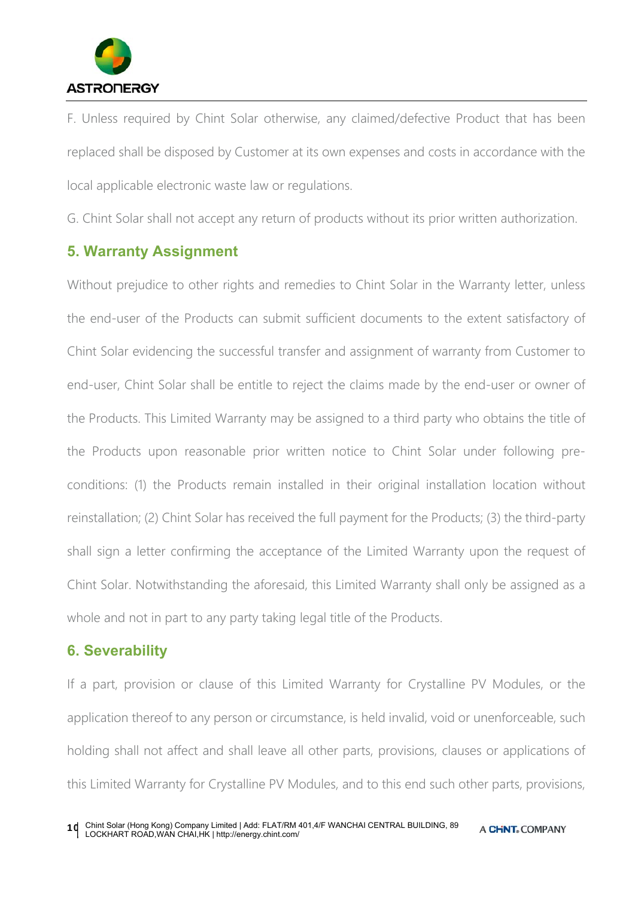F. Unless required by Chint Solar otherwise, any claimed/defective Product that has been replaced shall be disposed by Customer at its own expenses and costs in accordance with the local applicable electronic waste law or regulations.

G. Chint Solar shall not accept any return of products without its prior written authorization.

## 5. Warranty Assignment

Without prejudice to other rights and remedies to Chint Solar in the Warranty letter, unless the end-user of the Products can submit sufficient documents to the extent satisfactory of Chint Solar evidencing the successful transfer and assignment of warranty from Customer to end-user, Chint Solar shall be entitle to reject the claims made by the end-user or owner of the Products. This Limited Warranty may be assigned to a third party who obtains the title of the Products upon reasonable prior written notice to Chint Solar under following pre-conditions: (1) the Products remain installed in their original installation location without reinstallation; (2) Chint Solar has received the full payment for the Products; (3) the third-party shall sign a letter confirming the acceptance of the Limited Warranty upon the request of Chint Solar. Notwithstanding the aforesaid, this Limited Warranty shall only be assigned as a whole and not in part to any party taking legal title of the Products.

## 6. Severability

If a part, provision or clause of this Limited Warranty for Crystalline PV Modules, or the application thereof to any person or circumstance, is held invalid, void or unenforceable, such holding shall not affect and shall leave all other parts, provisions, clauses or applications of this Limited Warranty for Crystalline PV Modules, and to this end such other parts, provisions,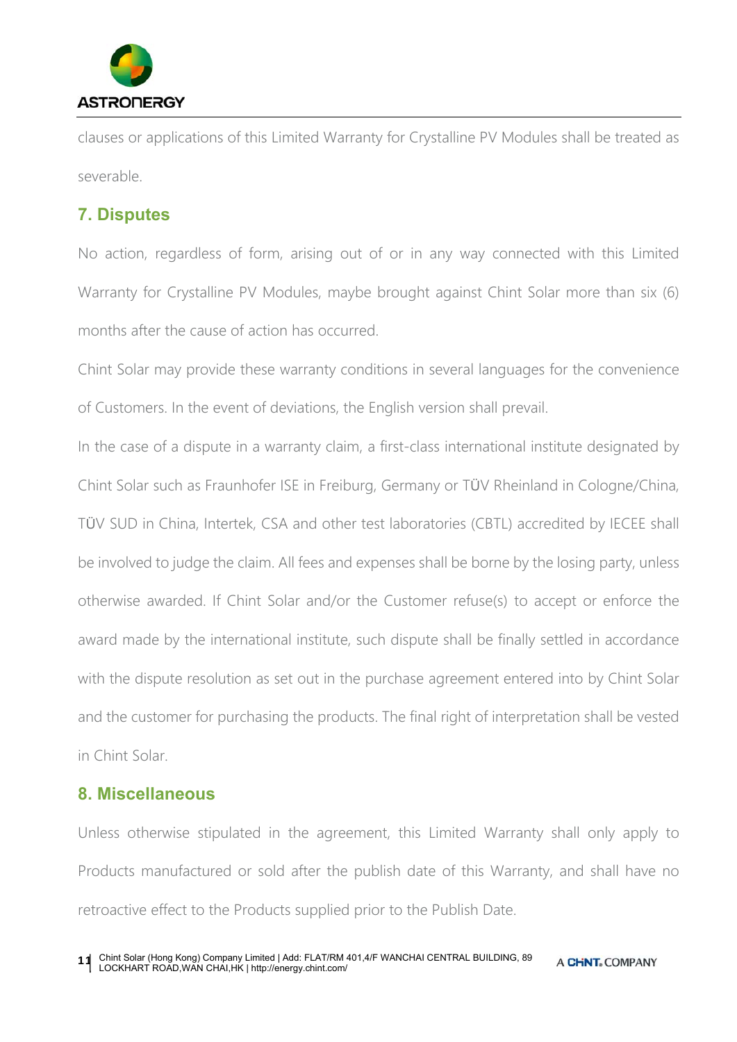clauses or applications of this Limited Warranty for Crystalline PV Modules shall be treated as severable.

## 7. Disputes

No action, regardless of form, arising out of or in any way connected with this Limited Warranty for Crystalline PV Modules, maybe brought against Chint Solar more than six (6) months after the cause of action has occurred.

Chint Solar may provide these warranty conditions in several languages for the convenience of Customers. In the event of deviations, the English version shall prevail.

In the case of a dispute in a warranty claim, a first-class international institute designated by Chint Solar such as Fraunhofer ISE in Freiburg, Germany or TÜV Rheinland in Cologne/China, TÜV SUD in China, Intertek, CSA and other test laboratories (CBTL) accredited by IECEE shall be involved to judge the claim. All fees and expenses shall be borne by the losing party, unless otherwise awarded. If Chint Solar and/or the Customer refuse(s) to accept or enforce the award made by the international institute, such dispute shall be finally settled in accordance with the dispute resolution as set out in the purchase agreement entered into by Chint Solar and the customer for purchasing the products. The final right of interpretation shall be vested in Chint Solar.

## 8. Miscellaneous

Unless otherwise stipulated in the agreement, this Limited Warranty shall only apply to Products manufactured or sold after the publish date of this Warranty, and shall have no retroactive effect to the Products supplied prior to the Publish Date.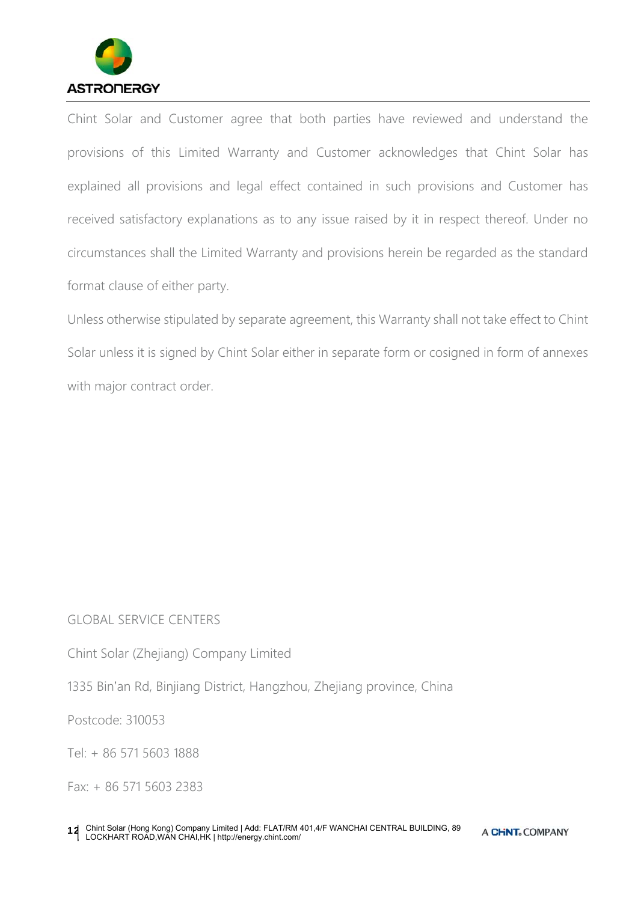Chint Solar and Customer agree that both parties have reviewed and understand the provisions of this Limited Warranty and Customer acknowledges that Chint Solar has explained all provisions and legal effect contained in such provisions and Customer has received satisfactory explanations as to any issue raised by it in respect thereof. Under no circumstances shall the Limited Warranty and provisions herein be regarded as the standard format clause of either party.

Unless otherwise stipulated by separate agreement, this Warranty shall not take effect to Chint Solar unless it is signed by Chint Solar either in separate form or cosigned in form of annexes with major contract order.

GLOBAL SERVICE CENTERS

Chint Solar (Zhejiang) Company Limited

1335 Bin'an Rd, Binjiang District, Hangzhou, Zhejiang province, China

Postcode: 310053

Tel: + 86 571 5603 1888

Fax: + 86 571 5603 2383